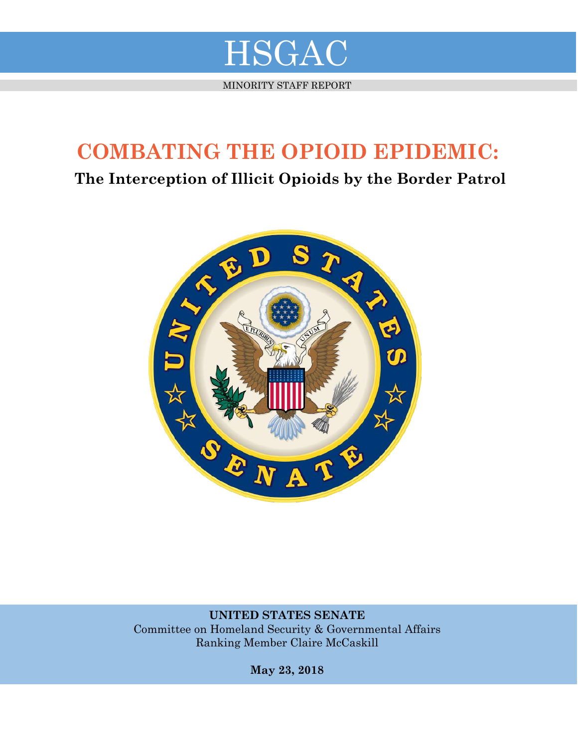# HSGAC

MINORITY STAFF REPORT

# COMBATING THE OPIOID EPIDEMIC:

## The Interception of Illicit Opioids by the Border Patrol

**UNITED STATES SENATE**
Committee on Homeland Security & Governmental Affairs
Ranking Member Claire McCaskill

**May 23, 2018**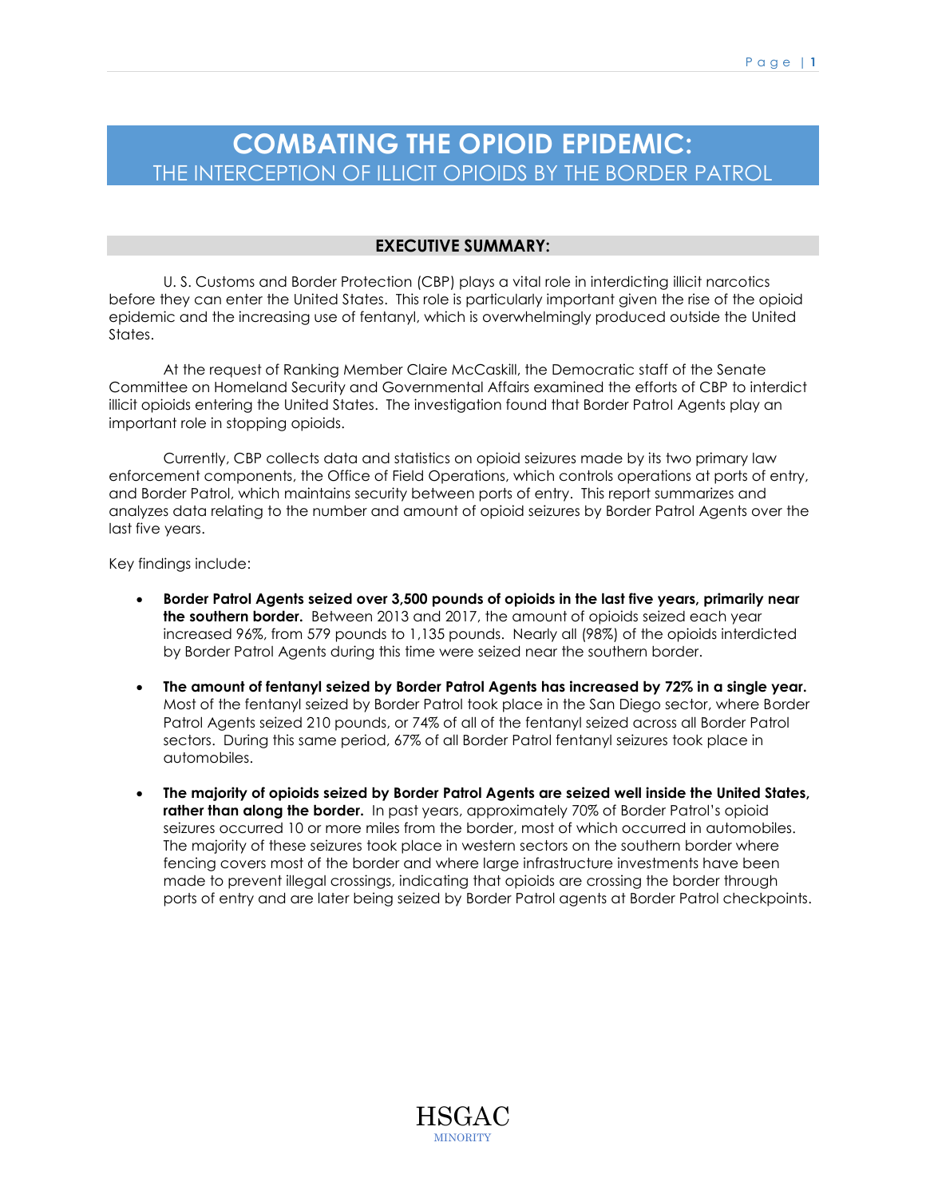# COMBATING THE OPIOID EPIDEMIC:

## THE INTERCEPTION OF ILLICIT OPIOIDS BY THE BORDER PATROL

### EXECUTIVE SUMMARY:

U. S. Customs and Border Protection (CBP) plays a vital role in interdicting illicit narcotics before they can enter the United States. This role is particularly important given the rise of the opioid epidemic and the increasing use of fentanyl, which is overwhelmingly produced outside the United States.

At the request of Ranking Member Claire McCaskill, the Democratic staff of the Senate Committee on Homeland Security and Governmental Affairs examined the efforts of CBP to interdict illicit opioids entering the United States. The investigation found that Border Patrol Agents play an important role in stopping opioids.

Currently, CBP collects data and statistics on opioid seizures made by its two primary law enforcement components, the Office of Field Operations, which controls operations at ports of entry, and Border Patrol, which maintains security between ports of entry. This report summarizes and analyzes data relating to the number and amount of opioid seizures by Border Patrol Agents over the last five years.

Key findings include:

- **Border Patrol Agents seized over 3,500 pounds of opioids in the last five years, primarily near the southern border.** Between 2013 and 2017, the amount of opioids seized each year increased 96%, from 579 pounds to 1,135 pounds. Nearly all (98%) of the opioids interdicted by Border Patrol Agents during this time were seized near the southern border.
- **The amount of fentanyl seized by Border Patrol Agents has increased by 72% in a single year.** Most of the fentanyl seized by Border Patrol took place in the San Diego sector, where Border Patrol Agents seized 210 pounds, or 74% of all of the fentanyl seized across all Border Patrol sectors. During this same period, 67% of all Border Patrol fentanyl seizures took place in automobiles.
- **The majority of opioids seized by Border Patrol Agents are seized well inside the United States, rather than along the border.** In past years, approximately 70% of Border Patrol's opioid seizures occurred 10 or more miles from the border, most of which occurred in automobiles. The majority of these seizures took place in western sectors on the southern border where fencing covers most of the border and where large infrastructure investments have been made to prevent illegal crossings, indicating that opioids are crossing the border through ports of entry and are later being seized by Border Patrol agents at Border Patrol checkpoints.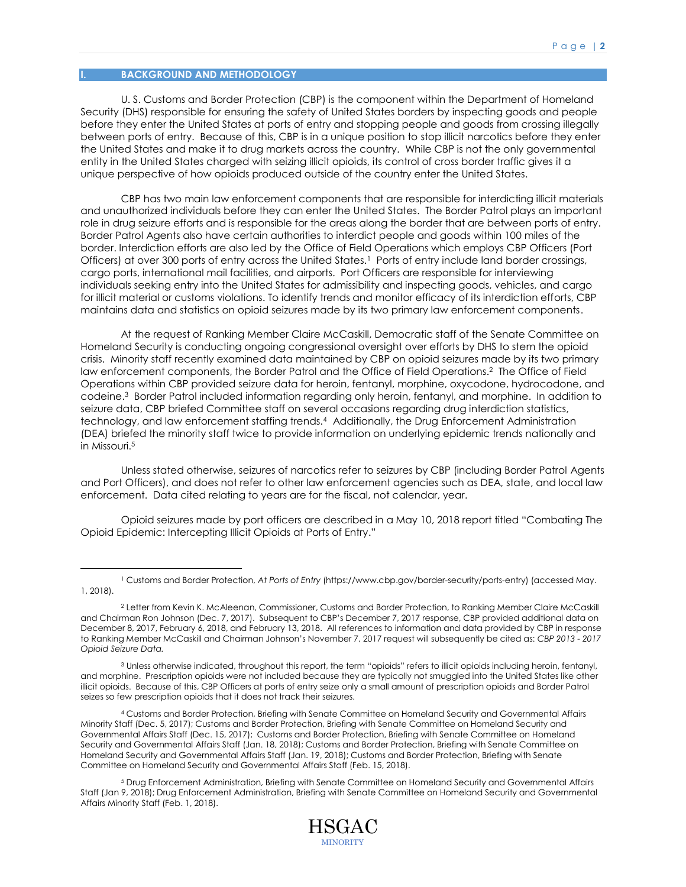## I. BACKGROUND AND METHODOLOGY

U. S. Customs and Border Protection (CBP) is the component within the Department of Homeland Security (DHS) responsible for ensuring the safety of United States borders by inspecting goods and people before they enter the United States at ports of entry and stopping people and goods from crossing illegally between ports of entry. Because of this, CBP is in a unique position to stop illicit narcotics before they enter the United States and make it to drug markets across the country. While CBP is not the only governmental entity in the United States charged with seizing illicit opioids, its control of cross border traffic gives it a unique perspective of how opioids produced outside of the country enter the United States.

CBP has two main law enforcement components that are responsible for interdicting illicit materials and unauthorized individuals before they can enter the United States. The Border Patrol plays an important role in drug seizure efforts and is responsible for the areas along the border that are between ports of entry. Border Patrol Agents also have certain authorities to interdict people and goods within 100 miles of the border. Interdiction efforts are also led by the Office of Field Operations which employs CBP Officers (Port Officers) at over 300 ports of entry across the United States.[1] Ports of entry include land border crossings, cargo ports, international mail facilities, and airports. Port Officers are responsible for interviewing individuals seeking entry into the United States for admissibility and inspecting goods, vehicles, and cargo for illicit material or customs violations. To identify trends and monitor efficacy of its interdiction efforts, CBP maintains data and statistics on opioid seizures made by its two primary law enforcement components.

At the request of Ranking Member Claire McCaskill, Democratic staff of the Senate Committee on Homeland Security is conducting ongoing congressional oversight over efforts by DHS to stem the opioid crisis. Minority staff recently examined data maintained by CBP on opioid seizures made by its two primary law enforcement components, the Border Patrol and the Office of Field Operations.[2] The Office of Field Operations within CBP provided seizure data for heroin, fentanyl, morphine, oxycodone, hydrocodone, and codeine.[3] Border Patrol included information regarding only heroin, fentanyl, and morphine. In addition to seizure data, CBP briefed Committee staff on several occasions regarding drug interdiction statistics, technology, and law enforcement staffing trends.[4] Additionally, the Drug Enforcement Administration (DEA) briefed the minority staff twice to provide information on underlying epidemic trends nationally and in Missouri.[5]

Unless stated otherwise, seizures of narcotics refer to seizures by CBP (including Border Patrol Agents and Port Officers), and does not refer to other law enforcement agencies such as DEA, state, and local law enforcement. Data cited relating to years are for the fiscal, not calendar, year.

Opioid seizures made by port officers are described in a May 10, 2018 report titled "Combating The Opioid Epidemic: Intercepting Illicit Opioids at Ports of Entry."

---

[1] Customs and Border Protection, *At Ports of Entry* (https://www.cbp.gov/border-security/ports-entry) (accessed May. 1, 2018).

[2] Letter from Kevin K. McAleenan, Commissioner, Customs and Border Protection, to Ranking Member Claire McCaskill and Chairman Ron Johnson (Dec. 7, 2017). Subsequent to CBP's December 7, 2017 response, CBP provided additional data on December 8, 2017, February 6, 2018, and February 13, 2018. All references to information and data provided by CBP in response to Ranking Member McCaskill and Chairman Johnson's November 7, 2017 request will subsequently be cited as: *CBP 2013 - 2017 Opioid Seizure Data.*

[3] Unless otherwise indicated, throughout this report, the term "opioids" refers to illicit opioids including heroin, fentanyl, and morphine. Prescription opioids were not included because they are typically not smuggled into the United States like other illicit opioids. Because of this, CBP Officers at ports of entry seize only a small amount of prescription opioids and Border Patrol seizes so few prescription opioids that it does not track their seizures.

[4] Customs and Border Protection, Briefing with Senate Committee on Homeland Security and Governmental Affairs Minority Staff (Dec. 5, 2017); Customs and Border Protection, Briefing with Senate Committee on Homeland Security and Governmental Affairs Staff (Dec. 15, 2017); Customs and Border Protection, Briefing with Senate Committee on Homeland Security and Governmental Affairs Staff (Jan. 18, 2018); Customs and Border Protection, Briefing with Senate Committee on Homeland Security and Governmental Affairs Staff (Jan. 19, 2018); Customs and Border Protection, Briefing with Senate Committee on Homeland Security and Governmental Affairs Staff (Feb. 15, 2018).

[5] Drug Enforcement Administration, Briefing with Senate Committee on Homeland Security and Governmental Affairs Staff (Jan 9, 2018); Drug Enforcement Administration, Briefing with Senate Committee on Homeland Security and Governmental Affairs Minority Staff (Feb. 1, 2018).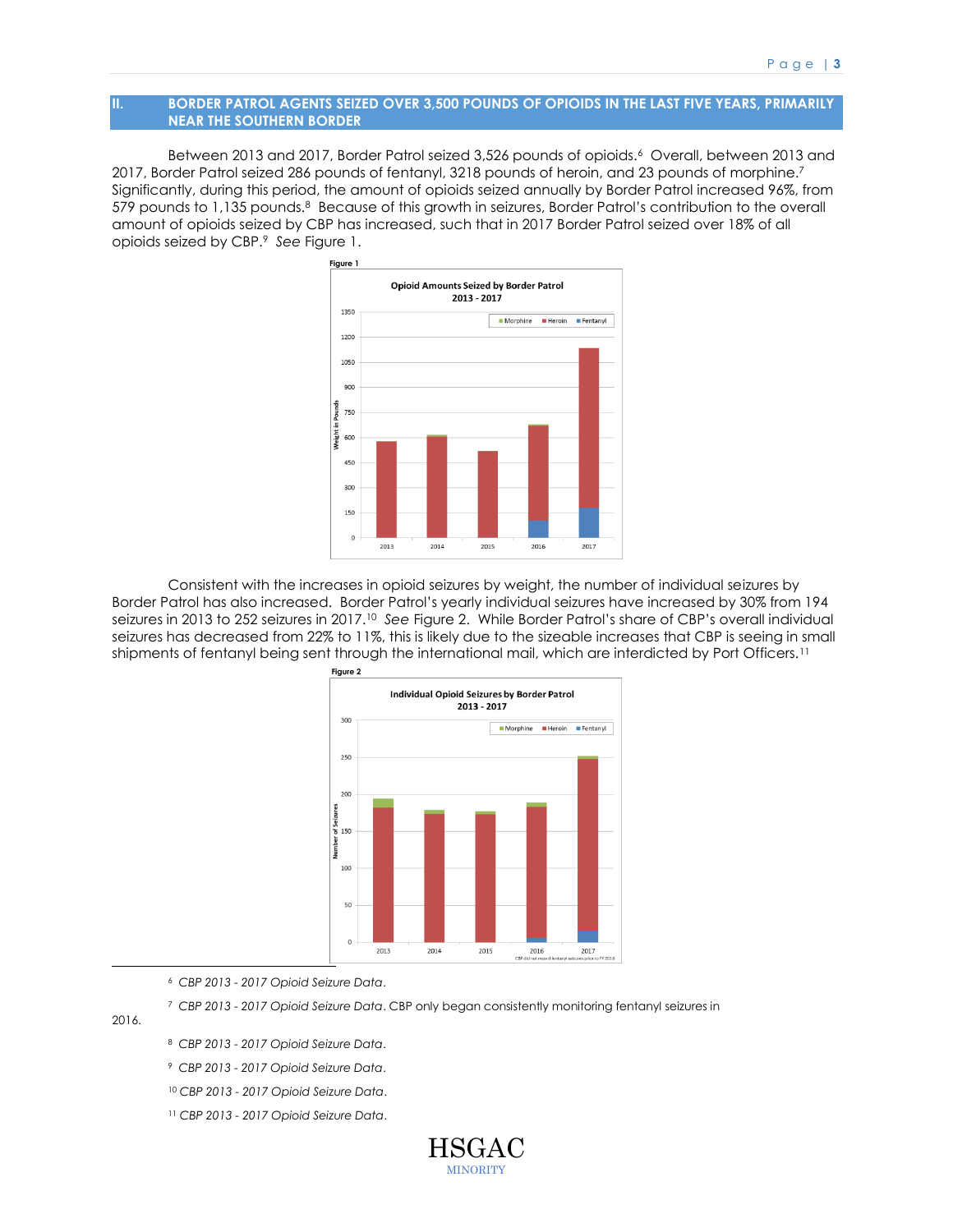## II. BORDER PATROL AGENTS SEIZED OVER 3,500 POUNDS OF OPIOIDS IN THE LAST FIVE YEARS, PRIMARILY NEAR THE SOUTHERN BORDER

Between 2013 and 2017, Border Patrol seized 3,526 pounds of opioids.[6] Overall, between 2013 and 2017, Border Patrol seized 286 pounds of fentanyl, 3218 pounds of heroin, and 23 pounds of morphine.[7] Significantly, during this period, the amount of opioids seized annually by Border Patrol increased 96%, from 579 pounds to 1,135 pounds.[8] Because of this growth in seizures, Border Patrol's contribution to the overall amount of opioids seized by CBP has increased, such that in 2017 Border Patrol seized over 18% of all opioids seized by CBP.[9] *See* Figure 1.

**Figure 1**

Opioid Amounts Seized by Border Patrol 2013 - 2017

Consistent with the increases in opioid seizures by weight, the number of individual seizures by Border Patrol has also increased. Border Patrol's yearly individual seizures have increased by 30% from 194 seizures in 2013 to 252 seizures in 2017.[10] *See* Figure 2. While Border Patrol's share of CBP's overall individual seizures has decreased from 22% to 11%, this is likely due to the sizeable increases that CBP is seeing in small shipments of fentanyl being sent through the international mail, which are interdicted by Port Officers.[11]

**Figure 2**

Individual Opioid Seizures by Border Patrol 2013 - 2017

CBP did not record fentanyl seizures prior to FY 2016

---

[6] *CBP 2013 - 2017 Opioid Seizure Data*.

[7] *CBP 2013 - 2017 Opioid Seizure Data*. CBP only began consistently monitoring fentanyl seizures in 2016.

[8] *CBP 2013 - 2017 Opioid Seizure Data*.

[9] *CBP 2013 - 2017 Opioid Seizure Data*.

[10] *CBP 2013 - 2017 Opioid Seizure Data*.

[11] *CBP 2013 - 2017 Opioid Seizure Data*.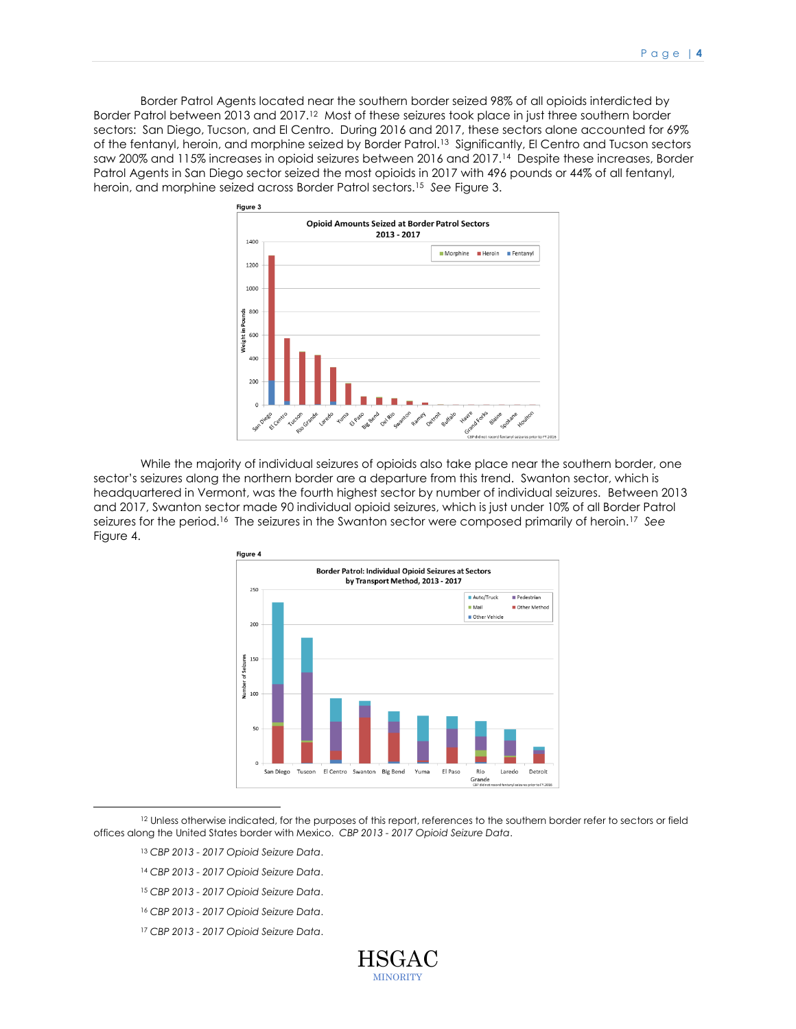Border Patrol Agents located near the southern border seized 98% of all opioids interdicted by Border Patrol between 2013 and 2017.[12] Most of these seizures took place in just three southern border sectors: San Diego, Tucson, and El Centro. During 2016 and 2017, these sectors alone accounted for 69% of the fentanyl, heroin, and morphine seized by Border Patrol.[13] Significantly, El Centro and Tucson sectors saw 200% and 115% increases in opioid seizures between 2016 and 2017.[14] Despite these increases, Border Patrol Agents in San Diego sector seized the most opioids in 2017 with 496 pounds or 44% of all fentanyl, heroin, and morphine seized across Border Patrol sectors.[15] *See* Figure 3.

**Figure 3**

Opioid Amounts Seized at Border Patrol Sectors 2013 - 2017

CBP did not record fentanyl seizures prior to FY 2016

While the majority of individual seizures of opioids also take place near the southern border, one sector's seizures along the northern border are a departure from this trend. Swanton sector, which is headquartered in Vermont, was the fourth highest sector by number of individual seizures. Between 2013 and 2017, Swanton sector made 90 individual opioid seizures, which is just under 10% of all Border Patrol seizures for the period.[16] The seizures in the Swanton sector were composed primarily of heroin.[17] *See* Figure 4.

**Figure 4**

Border Patrol: Individual Opioid Seizures at Sectors by Transport Method, 2013 - 2017

CBP did not record fentanyl seizures prior to FY 2016

---

[12] Unless otherwise indicated, for the purposes of this report, references to the southern border refer to sectors or field offices along the United States border with Mexico. *CBP 2013 - 2017 Opioid Seizure Data*.

[13] *CBP 2013 - 2017 Opioid Seizure Data*.

[14] *CBP 2013 - 2017 Opioid Seizure Data*.

[15] *CBP 2013 - 2017 Opioid Seizure Data*.

[16] *CBP 2013 - 2017 Opioid Seizure Data*.

[17] *CBP 2013 - 2017 Opioid Seizure Data*.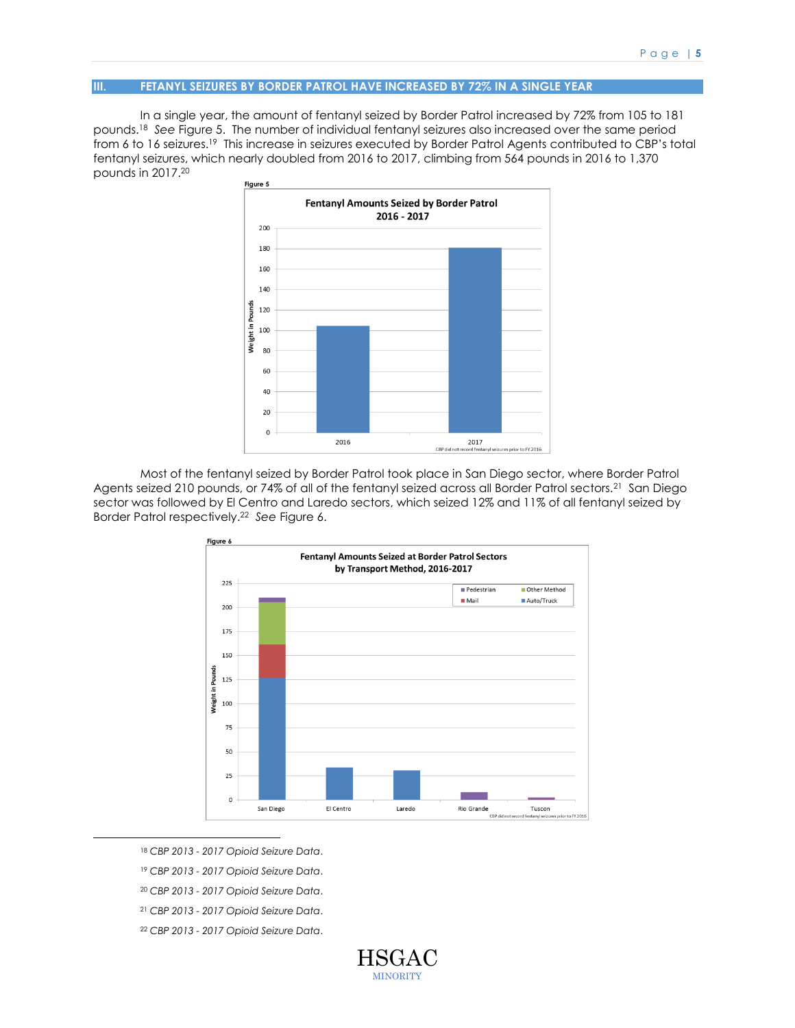## III. FETANYL SEIZURES BY BORDER PATROL HAVE INCREASED BY 72% IN A SINGLE YEAR

In a single year, the amount of fentanyl seized by Border Patrol increased by 72% from 105 to 181 pounds.[18] *See* Figure 5. The number of individual fentanyl seizures also increased over the same period from 6 to 16 seizures.[19] This increase in seizures executed by Border Patrol Agents contributed to CBP's total fentanyl seizures, which nearly doubled from 2016 to 2017, climbing from 564 pounds in 2016 to 1,370 pounds in 2017.[20]

**Figure 5**

**Fentanyl Amounts Seized by Border Patrol 2016 - 2017**

CBP did not record fentanyl seizures prior to FY 2016

Most of the fentanyl seized by Border Patrol took place in San Diego sector, where Border Patrol Agents seized 210 pounds, or 74% of all of the fentanyl seized across all Border Patrol sectors.[21] San Diego sector was followed by El Centro and Laredo sectors, which seized 12% and 11% of all fentanyl seized by Border Patrol respectively.[22] *See* Figure 6.

**Figure 6**

**Fentanyl Amounts Seized at Border Patrol Sectors by Transport Method, 2016-2017**

CBP did not record fentanyl seizures prior to FY 2016

---

[18] *CBP 2013 - 2017 Opioid Seizure Data.*

[19] *CBP 2013 - 2017 Opioid Seizure Data.*

[20] *CBP 2013 - 2017 Opioid Seizure Data.*

[21] *CBP 2013 - 2017 Opioid Seizure Data.*

[22] *CBP 2013 - 2017 Opioid Seizure Data.*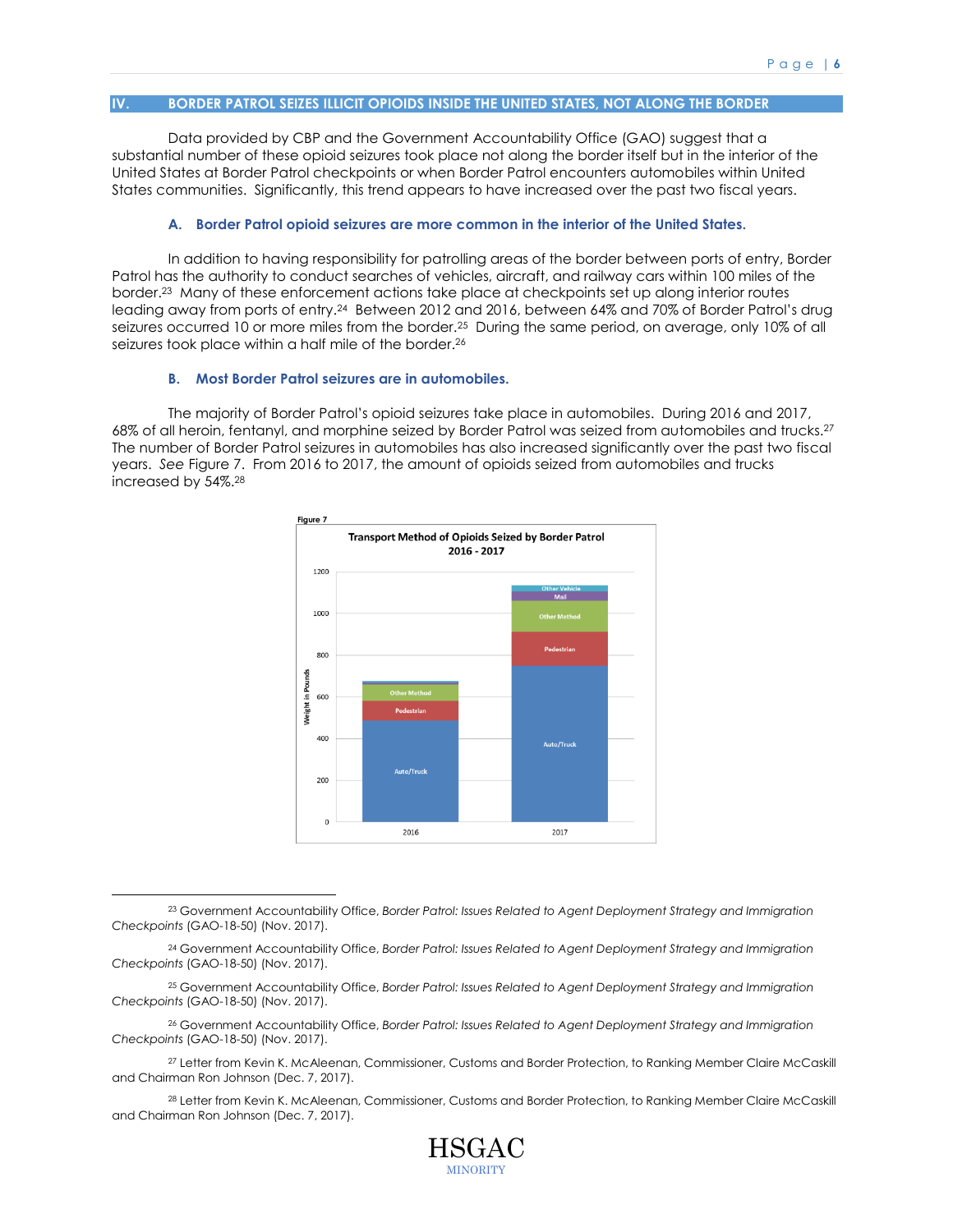## IV. BORDER PATROL SEIZES ILLICIT OPIOIDS INSIDE THE UNITED STATES, NOT ALONG THE BORDER

Data provided by CBP and the Government Accountability Office (GAO) suggest that a substantial number of these opioid seizures took place not along the border itself but in the interior of the United States at Border Patrol checkpoints or when Border Patrol encounters automobiles within United States communities. Significantly, this trend appears to have increased over the past two fiscal years.

### A. Border Patrol opioid seizures are more common in the interior of the United States.

In addition to having responsibility for patrolling areas of the border between ports of entry, Border Patrol has the authority to conduct searches of vehicles, aircraft, and railway cars within 100 miles of the border.[23] Many of these enforcement actions take place at checkpoints set up along interior routes leading away from ports of entry.[24] Between 2012 and 2016, between 64% and 70% of Border Patrol's drug seizures occurred 10 or more miles from the border.[25] During the same period, on average, only 10% of all seizures took place within a half mile of the border.[26]

### B. Most Border Patrol seizures are in automobiles.

The majority of Border Patrol's opioid seizures take place in automobiles. During 2016 and 2017, 68% of all heroin, fentanyl, and morphine seized by Border Patrol was seized from automobiles and trucks.[27] The number of Border Patrol seizures in automobiles has also increased significantly over the past two fiscal years. *See* Figure 7. From 2016 to 2017, the amount of opioids seized from automobiles and trucks increased by 54%.[28]

**Figure 7**

**Transport Method of Opioids Seized by Border Patrol 2016 - 2017**

(Stacked bar chart; y-axis: Weight in Pounds, 0–1200; x-axis: 2016, 2017; categories: Auto/Truck, Pedestrian, Other Method, Mail, Other Vehicle)

---

[23] Government Accountability Office, *Border Patrol: Issues Related to Agent Deployment Strategy and Immigration Checkpoints* (GAO-18-50) (Nov. 2017).

[24] Government Accountability Office, *Border Patrol: Issues Related to Agent Deployment Strategy and Immigration Checkpoints* (GAO-18-50) (Nov. 2017).

[25] Government Accountability Office, *Border Patrol: Issues Related to Agent Deployment Strategy and Immigration Checkpoints* (GAO-18-50) (Nov. 2017).

[26] Government Accountability Office, *Border Patrol: Issues Related to Agent Deployment Strategy and Immigration Checkpoints* (GAO-18-50) (Nov. 2017).

[27] Letter from Kevin K. McAleenan, Commissioner, Customs and Border Protection, to Ranking Member Claire McCaskill and Chairman Ron Johnson (Dec. 7, 2017).

[28] Letter from Kevin K. McAleenan, Commissioner, Customs and Border Protection, to Ranking Member Claire McCaskill and Chairman Ron Johnson (Dec. 7, 2017).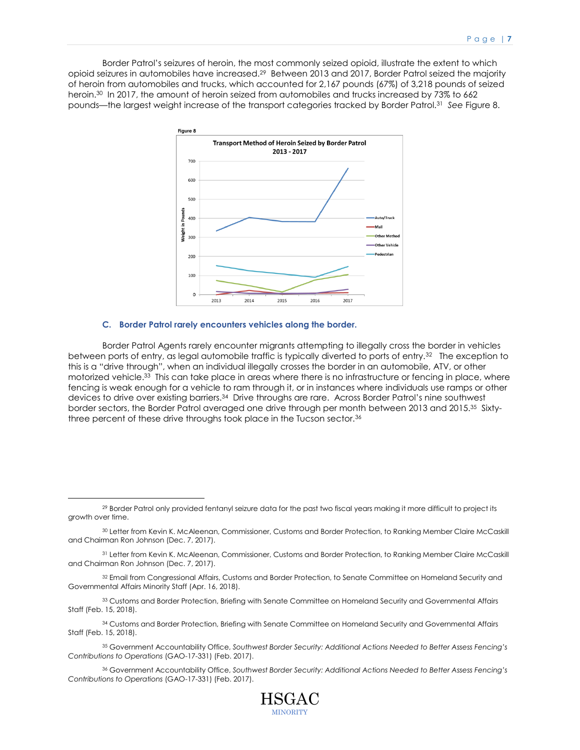Border Patrol's seizures of heroin, the most commonly seized opioid, illustrate the extent to which opioid seizures in automobiles have increased.[29] Between 2013 and 2017, Border Patrol seized the majority of heroin from automobiles and trucks, which accounted for 2,167 pounds (67%) of 3,218 pounds of seized heroin.[30] In 2017, the amount of heroin seized from automobiles and trucks increased by 73% to 662 pounds—the largest weight increase of the transport categories tracked by Border Patrol.[31] *See* Figure 8.

**Figure 8**

**Transport Method of Heroin Seized by Border Patrol 2013 - 2017**

### C. Border Patrol rarely encounters vehicles along the border.

Border Patrol Agents rarely encounter migrants attempting to illegally cross the border in vehicles between ports of entry, as legal automobile traffic is typically diverted to ports of entry.[32] The exception to this is a "drive through", when an individual illegally crosses the border in an automobile, ATV, or other motorized vehicle.[33] This can take place in areas where there is no infrastructure or fencing in place, where fencing is weak enough for a vehicle to ram through it, or in instances where individuals use ramps or other devices to drive over existing barriers.[34] Drive throughs are rare. Across Border Patrol's nine southwest border sectors, the Border Patrol averaged one drive through per month between 2013 and 2015.[35] Sixty-three percent of these drive throughs took place in the Tucson sector.[36]

---

[29] Border Patrol only provided fentanyl seizure data for the past two fiscal years making it more difficult to project its growth over time.

[30] Letter from Kevin K. McAleenan, Commissioner, Customs and Border Protection, to Ranking Member Claire McCaskill and Chairman Ron Johnson (Dec. 7, 2017).

[31] Letter from Kevin K. McAleenan, Commissioner, Customs and Border Protection, to Ranking Member Claire McCaskill and Chairman Ron Johnson (Dec. 7, 2017).

[32] Email from Congressional Affairs, Customs and Border Protection, to Senate Committee on Homeland Security and Governmental Affairs Minority Staff (Apr. 16, 2018).

[33] Customs and Border Protection, Briefing with Senate Committee on Homeland Security and Governmental Affairs Staff (Feb. 15, 2018).

[34] Customs and Border Protection, Briefing with Senate Committee on Homeland Security and Governmental Affairs Staff (Feb. 15, 2018).

[35] Government Accountability Office, *Southwest Border Security: Additional Actions Needed to Better Assess Fencing's Contributions to Operations* (GAO-17-331) (Feb. 2017).

[36] Government Accountability Office, *Southwest Border Security: Additional Actions Needed to Better Assess Fencing's Contributions to Operations* (GAO-17-331) (Feb. 2017).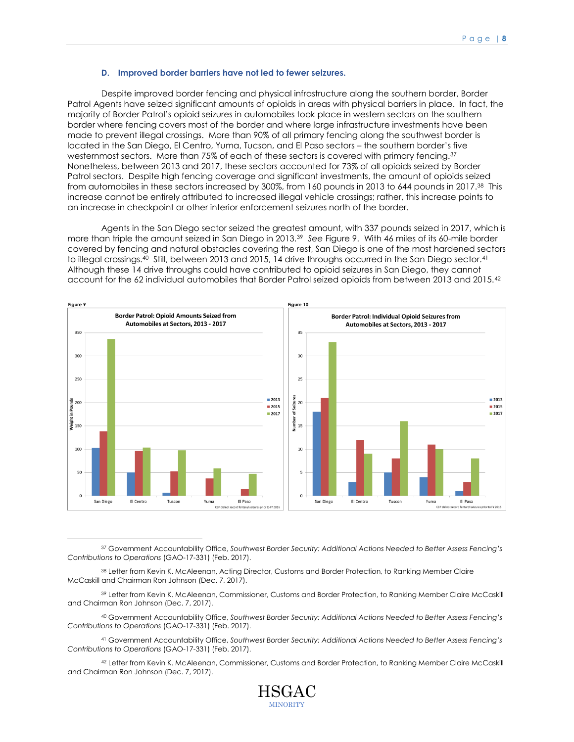### D. Improved border barriers have not led to fewer seizures.

Despite improved border fencing and physical infrastructure along the southern border, Border Patrol Agents have seized significant amounts of opioids in areas with physical barriers in place. In fact, the majority of Border Patrol's opioid seizures in automobiles took place in western sectors on the southern border where fencing covers most of the border and where large infrastructure investments have been made to prevent illegal crossings. More than 90% of all primary fencing along the southwest border is located in the San Diego, El Centro, Yuma, Tucson, and El Paso sectors – the southern border's five westernmost sectors. More than 75% of each of these sectors is covered with primary fencing.[37] Nonetheless, between 2013 and 2017, these sectors accounted for 73% of all opioids seized by Border Patrol sectors. Despite high fencing coverage and significant investments, the amount of opioids seized from automobiles in these sectors increased by 300%, from 160 pounds in 2013 to 644 pounds in 2017.[38] This increase cannot be entirely attributed to increased illegal vehicle crossings; rather, this increase points to an increase in checkpoint or other interior enforcement seizures north of the border.

Agents in the San Diego sector seized the greatest amount, with 337 pounds seized in 2017, which is more than triple the amount seized in San Diego in 2013.[39] *See* Figure 9. With 46 miles of its 60-mile border covered by fencing and natural obstacles covering the rest, San Diego is one of the most hardened sectors to illegal crossings.[40] Still, between 2013 and 2015, 14 drive throughs occurred in the San Diego sector.[41] Although these 14 drive throughs could have contributed to opioid seizures in San Diego, they cannot account for the 62 individual automobiles that Border Patrol seized opioids from between 2013 and 2015.[42]

**Figure 9**

Border Patrol: Opioid Amounts Seized from Automobiles at Sectors, 2013 - 2017

CBP did not record fentanyl seizures prior to FY 2016

**Figure 10**

Border Patrol: Individual Opioid Seizures from Automobiles at Sectors, 2013 - 2017

CBP did not record fentanyl seizures prior to FY 2016

---

[37] Government Accountability Office, *Southwest Border Security: Additional Actions Needed to Better Assess Fencing's Contributions to Operations* (GAO-17-331) (Feb. 2017).

[38] Letter from Kevin K. McAleenan, Acting Director, Customs and Border Protection, to Ranking Member Claire McCaskill and Chairman Ron Johnson (Dec. 7, 2017).

[39] Letter from Kevin K. McAleenan, Commissioner, Customs and Border Protection, to Ranking Member Claire McCaskill and Chairman Ron Johnson (Dec. 7, 2017).

[40] Government Accountability Office, *Southwest Border Security: Additional Actions Needed to Better Assess Fencing's Contributions to Operations* (GAO-17-331) (Feb. 2017).

[41] Government Accountability Office, *Southwest Border Security: Additional Actions Needed to Better Assess Fencing's Contributions to Operations* (GAO-17-331) (Feb. 2017).

[42] Letter from Kevin K. McAleenan, Commissioner, Customs and Border Protection, to Ranking Member Claire McCaskill and Chairman Ron Johnson (Dec. 7, 2017).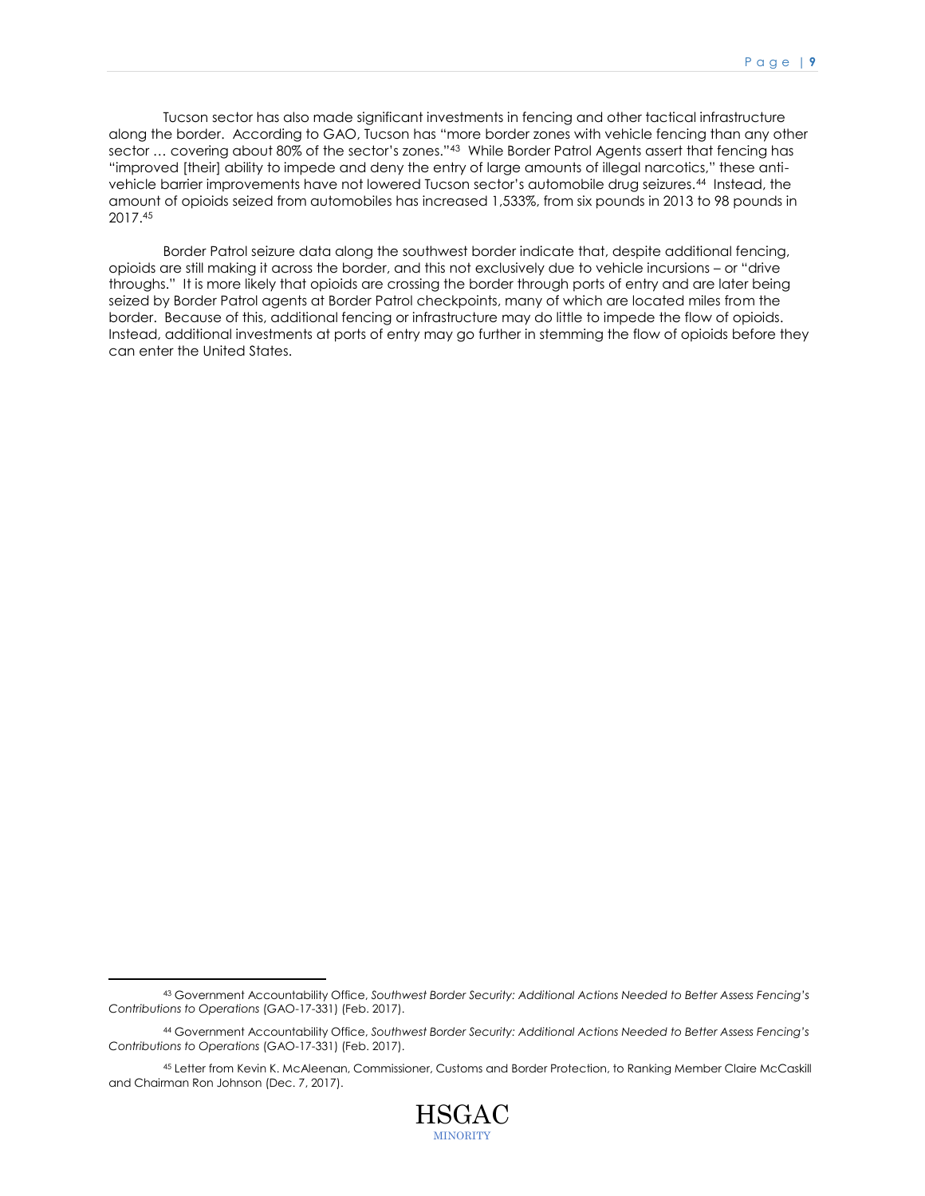Tucson sector has also made significant investments in fencing and other tactical infrastructure along the border. According to GAO, Tucson has "more border zones with vehicle fencing than any other sector … covering about 80% of the sector's zones."[43] While Border Patrol Agents assert that fencing has "improved [their] ability to impede and deny the entry of large amounts of illegal narcotics," these anti-vehicle barrier improvements have not lowered Tucson sector's automobile drug seizures.[44] Instead, the amount of opioids seized from automobiles has increased 1,533%, from six pounds in 2013 to 98 pounds in 2017.[45]

Border Patrol seizure data along the southwest border indicate that, despite additional fencing, opioids are still making it across the border, and this not exclusively due to vehicle incursions – or "drive throughs." It is more likely that opioids are crossing the border through ports of entry and are later being seized by Border Patrol agents at Border Patrol checkpoints, many of which are located miles from the border. Because of this, additional fencing or infrastructure may do little to impede the flow of opioids. Instead, additional investments at ports of entry may go further in stemming the flow of opioids before they can enter the United States.

---

[43] Government Accountability Office, *Southwest Border Security: Additional Actions Needed to Better Assess Fencing's Contributions to Operations* (GAO-17-331) (Feb. 2017).

[44] Government Accountability Office, *Southwest Border Security: Additional Actions Needed to Better Assess Fencing's Contributions to Operations* (GAO-17-331) (Feb. 2017).

[45] Letter from Kevin K. McAleenan, Commissioner, Customs and Border Protection, to Ranking Member Claire McCaskill and Chairman Ron Johnson (Dec. 7, 2017).